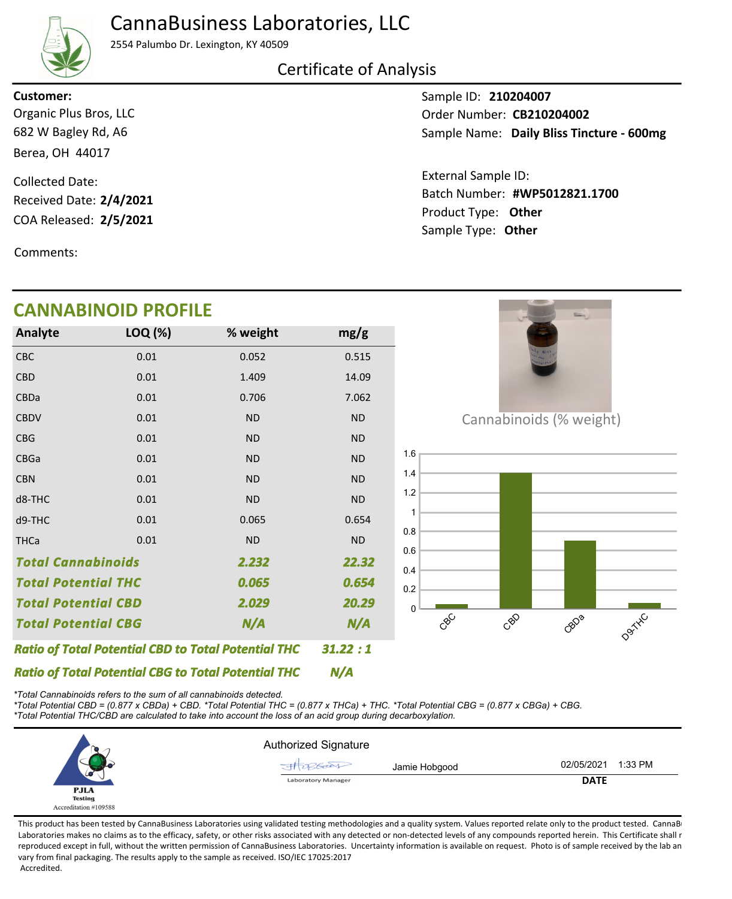# CannaBusiness Laboratories, LLC

2554 Palumbo Dr. Lexington, KY 40509

## Certificate of Analysis

**Customer:**
Organic Plus Bros, LLC
682 W Bagley Rd, A6
Berea, OH 44017

Collected Date:
Received Date: **2/4/2021**
COA Released: **2/5/2021**

Comments:

Sample ID: **210204007**
Order Number: **CB210204002**
Sample Name: **Daily Bliss Tincture - 600mg**

External Sample ID:
Batch Number: **#WP5012821.1700**
Product Type: **Other**
Sample Type: **Other**

## CANNABINOID PROFILE

| Analyte | LOQ (%) | % weight | mg/g |
|---|---|---|---|
| CBC | 0.01 | 0.052 | 0.515 |
| CBD | 0.01 | 1.409 | 14.09 |
| CBDa | 0.01 | 0.706 | 7.062 |
| CBDV | 0.01 | ND | ND |
| CBG | 0.01 | ND | ND |
| CBGa | 0.01 | ND | ND |
| CBN | 0.01 | ND | ND |
| d8-THC | 0.01 | ND | ND |
| d9-THC | 0.01 | 0.065 | 0.654 |
| THCa | 0.01 | ND | ND |
| ***Total Cannabinoids*** | | ***2.232*** | ***22.32*** |
| ***Total Potential THC*** | | ***0.065*** | ***0.654*** |
| ***Total Potential CBD*** | | ***2.029*** | ***20.29*** |
| ***Total Potential CBG*** | | ***N/A*** | ***N/A*** |

***Ratio of Total Potential CBD to Total Potential THC*** ***31.22 : 1***

***Ratio of Total Potential CBG to Total Potential THC*** ***N/A***

Cannabinoids (% weight)

| Analyte | % weight |
|---|---|
| CBC | 0.052 |
| CBD | 1.409 |
| CBDa | 0.706 |
| D9-THC | 0.065 |

*\*Total Cannabinoids refers to the sum of all cannabinoids detected.*
*\*Total Potential CBD = (0.877 x CBDa) + CBD. \*Total Potential THC = (0.877 x THCa) + THC. \*Total Potential CBG = (0.877 x CBGa) + CBG.*
*\*Total Potential THC/CBD are calculated to take into account the loss of an acid group during decarboxylation.*

PJLA Testing
Accreditation #109588

Authorized Signature

Jamie Hobgood — Laboratory Manager

02/05/2021 1:33 PM
**DATE**

This product has been tested by CannaBusiness Laboratories using validated testing methodologies and a quality system. Values reported relate only to the product tested. CannaBusiness Laboratories makes no claims as to the efficacy, safety, or other risks associated with any detected or non-detected levels of any compounds reported herein. This Certificate shall not be reproduced except in full, without the written permission of CannaBusiness Laboratories. Uncertainty information is available on request. Photo is of sample received by the lab and may vary from final packaging. The results apply to the sample as received. ISO/IEC 17025:2017 Accredited.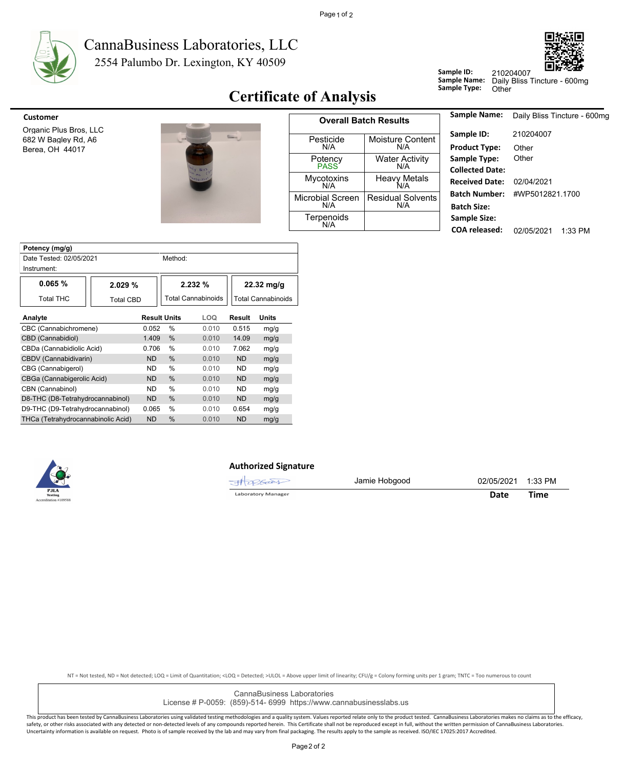# CannaBusiness Laboratories, LLC

2554 Palumbo Dr. Lexington, KY 40509

**Sample ID:** 210204007
**Sample Name:** Daily Bliss Tincture - 600mg
**Sample Type:** Other

## Certificate of Analysis

**Customer**

Organic Plus Bros, LLC
682 W Bagley Rd, A6
Berea, OH 44017

| Overall Batch Results | |
|---|---|
| Pesticide N/A | Moisture Content N/A |
| Potency PASS | Water Activity N/A |
| Mycotoxins N/A | Heavy Metals N/A |
| Microbial Screen N/A | Residual Solvents N/A |
| Terpenoids N/A | |

| | |
|---|---|
| **Sample Name:** | Daily Bliss Tincture - 600mg |
| **Sample ID:** | 210204007 |
| **Product Type:** | Other |
| **Sample Type:** | Other |
| **Collected Date:** | |
| **Received Date:** | 02/04/2021 |
| **Batch Number:** | #WP5012821.1700 |
| **Batch Size:** | |
| **Sample Size:** | |
| **COA released:** | 02/05/2021 1:33 PM |

**Potency (mg/g)**

Date Tested: 02/05/2021 Method:
Instrument:

| 0.065 % | 2.029 % | 2.232 % | 22.32 mg/g |
|---|---|---|---|
| Total THC | Total CBD | Total Cannabinoids | Total Cannabinoids |

| Analyte | Result | Units | LOQ | Result | Units |
|---|---|---|---|---|---|
| CBC (Cannabichromene) | 0.052 | % | 0.010 | 0.515 | mg/g |
| CBD (Cannabidiol) | 1.409 | % | 0.010 | 14.09 | mg/g |
| CBDa (Cannabidiolic Acid) | 0.706 | % | 0.010 | 7.062 | mg/g |
| CBDV (Cannabidivarin) | ND | % | 0.010 | ND | mg/g |
| CBG (Cannabigerol) | ND | % | 0.010 | ND | mg/g |
| CBGa (Cannabigerolic Acid) | ND | % | 0.010 | ND | mg/g |
| CBN (Cannabinol) | ND | % | 0.010 | ND | mg/g |
| D8-THC (D8-Tetrahydrocannabinol) | ND | % | 0.010 | ND | mg/g |
| D9-THC (D9-Tetrahydrocannabinol) | 0.065 | % | 0.010 | 0.654 | mg/g |
| THCa (Tetrahydrocannabinolic Acid) | ND | % | 0.010 | ND | mg/g |

PJLA Testing Accreditation #109588

**Authorized Signature**

Jamie Hobgood — Laboratory Manager — 02/05/2021 1:33 PM

**Date** **Time**

NT = Not tested, ND = Not detected; LOQ = Limit of Quantitation; <LOQ = Detected; >ULOL = Above upper limit of linearity; CFU/g = Colony forming units per 1 gram; TNTC = Too numerous to count

CannaBusiness Laboratories
License # P-0059: (859)-514- 6999 https://www.cannabusinesslabs.us

This product has been tested by CannaBusiness Laboratories using validated testing methodologies and a quality system. Values reported relate only to the product tested. CannaBusiness Laboratories makes no claims as to the efficacy, safety, or other risks associated with any detected or non-detected levels of any compounds reported herein. This Certificate shall not be reproduced except in full, without the written permission of CannaBusiness Laboratories. Uncertainty information is available on request. Photo is of sample received by the lab and may vary from final packaging. The results apply to the sample as received. ISO/IEC 17025:2017 Accredited.